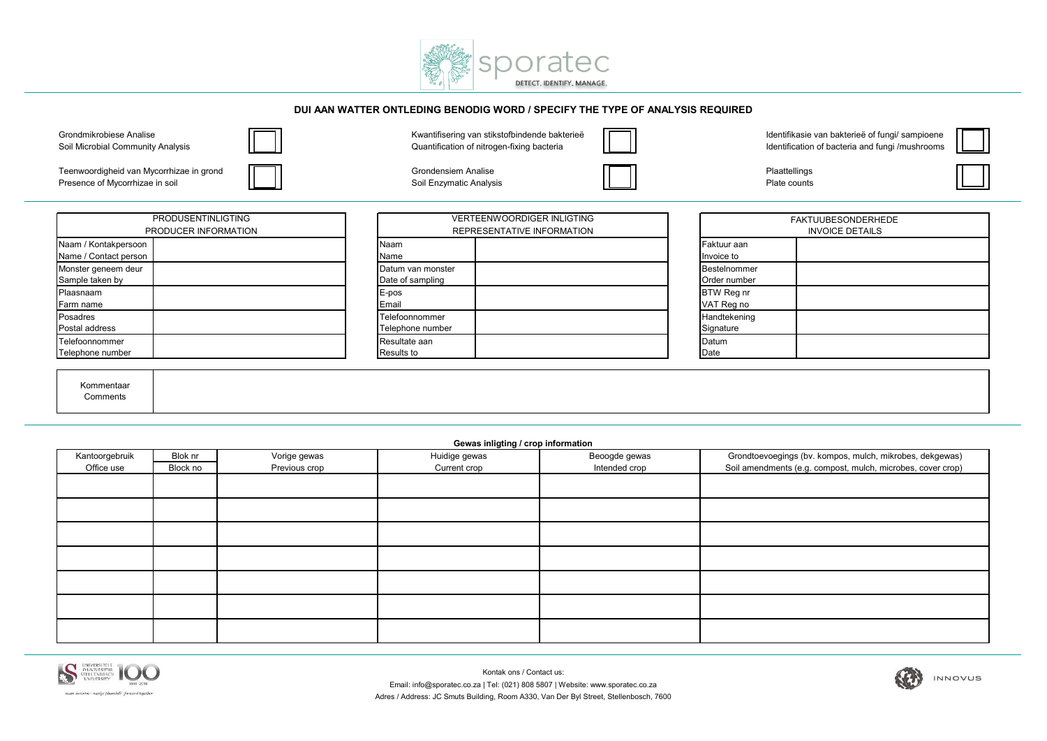sporatec

DETECT. IDENTIFY. MANAGE.

## DUI AAN WATTER ONTLEDING BENODIG WORD / SPECIFY THE TYPE OF ANALYSIS REQUIRED

| | | | | | |
|---|---|---|---|---|---|
| Grondmikrobiese Analise<br>Soil Microbial Community Analysis | ☐ | Kwantifisering van stikstofbindende bakterieë<br>Quantification of nitrogen-fixing bacteria | ☐ | Identifikasie van bakterieë of fungi/ sampioene<br>Identification of bacteria and fungi /mushrooms | ☐ |
| Teenwoordigheid van Mycorrhizae in grond<br>Presence of Mycorrhizae in soil | ☐ | Grondensiem Analise<br>Soil Enzymatic Analysis | ☐ | Plaattellings<br>Plate counts | ☐ |

| PRODUSENTINLIGTING<br>PRODUCER INFORMATION | |
|---|---|
| Naam / Kontakpersoon<br>Name / Contact person | |
| Monster geneem deur<br>Sample taken by | |
| Plaasnaam<br>Farm name | |
| Posadres<br>Postal address | |
| Telefoonnommer<br>Telephone number | |

| VERTEENWOORDIGER INLIGTING<br>REPRESENTATIVE INFORMATION | |
|---|---|
| Naam<br>Name | |
| Datum van monster<br>Date of sampling | |
| E-pos<br>Email | |
| Telefoonnommer<br>Telephone number | |
| Resultate aan<br>Results to | |

| FAKTUUBESONDERHEDE<br>INVOICE DETAILS | |
|---|---|
| Faktuur aan<br>Invoice to | |
| Bestelnommer<br>Order number | |
| BTW Reg nr<br>VAT Reg no | |
| Handtekening<br>Signature | |
| Datum<br>Date | |

| Kommentaar<br>Comments | |
|---|---|

**Gewas inligting / crop information**

| Kantoorgebruik<br>Office use | Blok nr<br>Block no | Vorige gewas<br>Previous crop | Huidige gewas<br>Current crop | Beoogde gewas<br>Intended crop | Grondtoevoegings (bv. kompos, mulch, mikrobes, dekgewas)<br>Soil amendments (e.g. compost, mulch, microbes, cover crop) |
|---|---|---|---|---|---|
| | | | | | |
| | | | | | |
| | | | | | |
| | | | | | |
| | | | | | |
| | | | | | |
| | | | | | |

Kontak ons / Contact us:

Email: info@sporatec.co.za | Tel: (021) 808 5807 | Website: www.sporatec.co.za

Adres / Address: JC Smuts Building, Room A330, Van Der Byl Street, Stellenbosch, 7600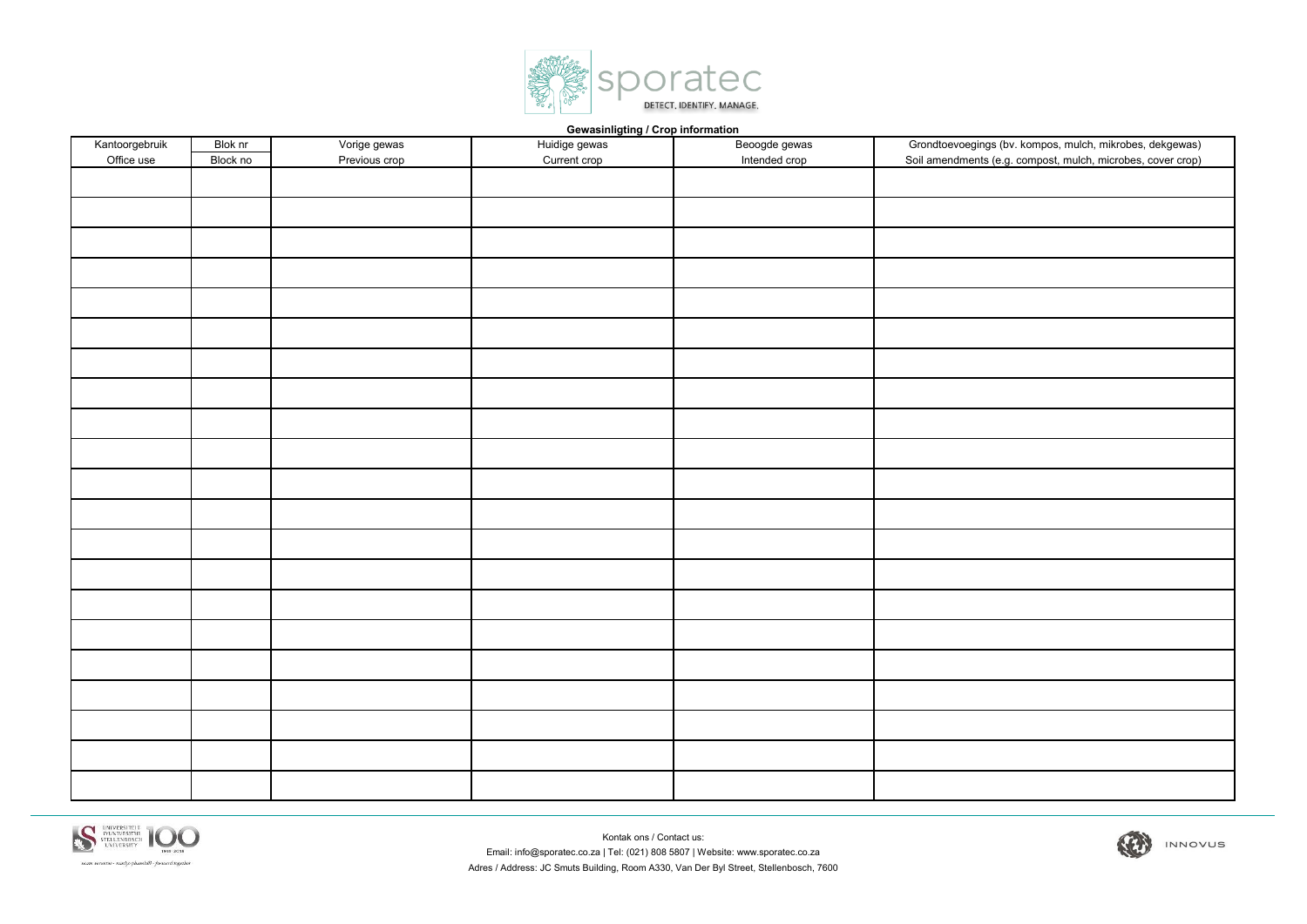**Gewasinligting / Crop information**

| Kantoorgebruik<br>Office use | Blok nr<br>Block no | Vorige gewas<br>Previous crop | Huidige gewas<br>Current crop | Beoogde gewas<br>Intended crop | Grondtoevoegings (bv. kompos, mulch, mikrobes, dekgewas)<br>Soil amendments (e.g. compost, mulch, microbes, cover crop) |
|---|---|---|---|---|---|
| | | | | | |
| | | | | | |
| | | | | | |
| | | | | | |
| | | | | | |
| | | | | | |
| | | | | | |
| | | | | | |
| | | | | | |
| | | | | | |
| | | | | | |
| | | | | | |
| | | | | | |
| | | | | | |
| | | | | | |
| | | | | | |
| | | | | | |
| | | | | | |
| | | | | | |
| | | | | | |
| | | | | | |

Kontak ons / Contact us:

Email: info@sporatec.co.za | Tel: (021) 808 5807 | Website: www.sporatec.co.za

Adres / Address: JC Smuts Building, Room A330, Van Der Byl Street, Stellenbosch, 7600